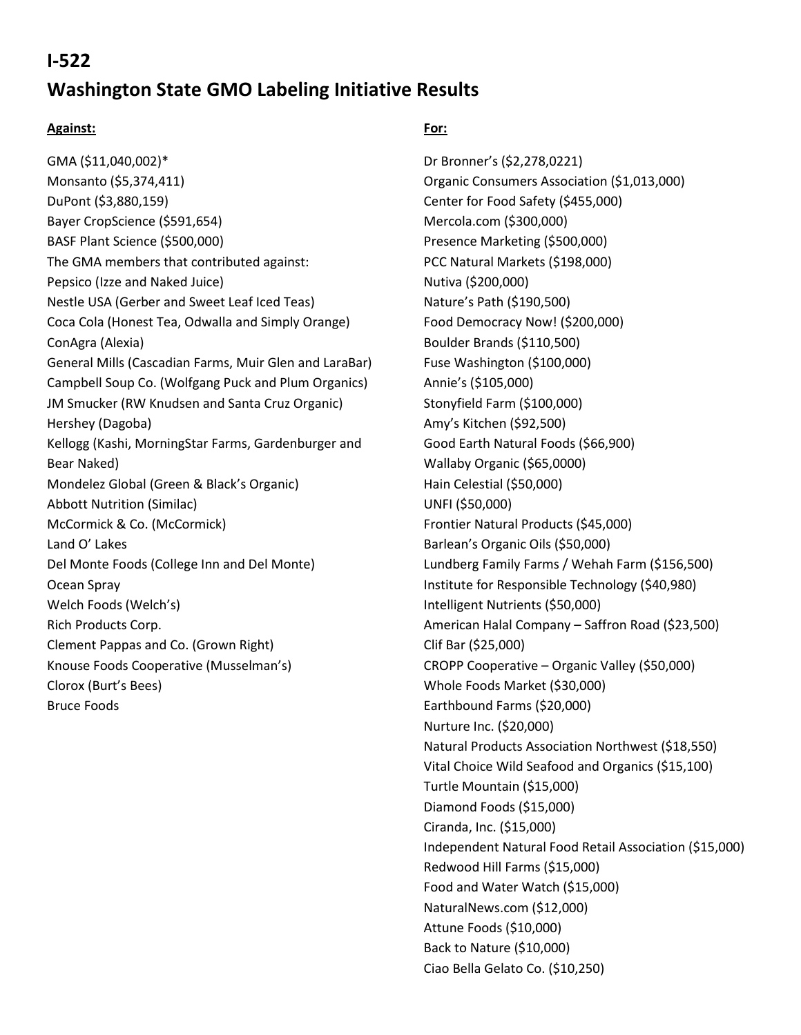# I-522

# Washington State GMO Labeling Initiative Results

**Against:**

GMA ($11,040,002)*
Monsanto ($5,374,411)
DuPont ($3,880,159)
Bayer CropScience ($591,654)
BASF Plant Science ($500,000)
The GMA members that contributed against:
Pepsico (Izze and Naked Juice)
Nestle USA (Gerber and Sweet Leaf Iced Teas)
Coca Cola (Honest Tea, Odwalla and Simply Orange)
ConAgra (Alexia)
General Mills (Cascadian Farms, Muir Glen and LaraBar)
Campbell Soup Co. (Wolfgang Puck and Plum Organics)
JM Smucker (RW Knudsen and Santa Cruz Organic)
Hershey (Dagoba)
Kellogg (Kashi, MorningStar Farms, Gardenburger and Bear Naked)
Mondelez Global (Green & Black's Organic)
Abbott Nutrition (Similac)
McCormick & Co. (McCormick)
Land O' Lakes
Del Monte Foods (College Inn and Del Monte)
Ocean Spray
Welch Foods (Welch's)
Rich Products Corp.
Clement Pappas and Co. (Grown Right)
Knouse Foods Cooperative (Musselman's)
Clorox (Burt's Bees)
Bruce Foods

**For:**

Dr Bronner's ($2,278,0221)
Organic Consumers Association ($1,013,000)
Center for Food Safety ($455,000)
Mercola.com ($300,000)
Presence Marketing ($500,000)
PCC Natural Markets ($198,000)
Nutiva ($200,000)
Nature's Path ($190,500)
Food Democracy Now! ($200,000)
Boulder Brands ($110,500)
Fuse Washington ($100,000)
Annie's ($105,000)
Stonyfield Farm ($100,000)
Amy's Kitchen ($92,500)
Good Earth Natural Foods ($66,900)
Wallaby Organic ($65,0000)
Hain Celestial ($50,000)
UNFI ($50,000)
Frontier Natural Products ($45,000)
Barlean's Organic Oils ($50,000)
Lundberg Family Farms / Wehah Farm ($156,500)
Institute for Responsible Technology ($40,980)
Intelligent Nutrients ($50,000)
American Halal Company – Saffron Road ($23,500)
Clif Bar ($25,000)
CROPP Cooperative – Organic Valley ($50,000)
Whole Foods Market ($30,000)
Earthbound Farms ($20,000)
Nurture Inc. ($20,000)
Natural Products Association Northwest ($18,550)
Vital Choice Wild Seafood and Organics ($15,100)
Turtle Mountain ($15,000)
Diamond Foods ($15,000)
Ciranda, Inc. ($15,000)
Independent Natural Food Retail Association ($15,000)
Redwood Hill Farms ($15,000)
Food and Water Watch ($15,000)
NaturalNews.com ($12,000)
Attune Foods ($10,000)
Back to Nature ($10,000)
Ciao Bella Gelato Co. ($10,250)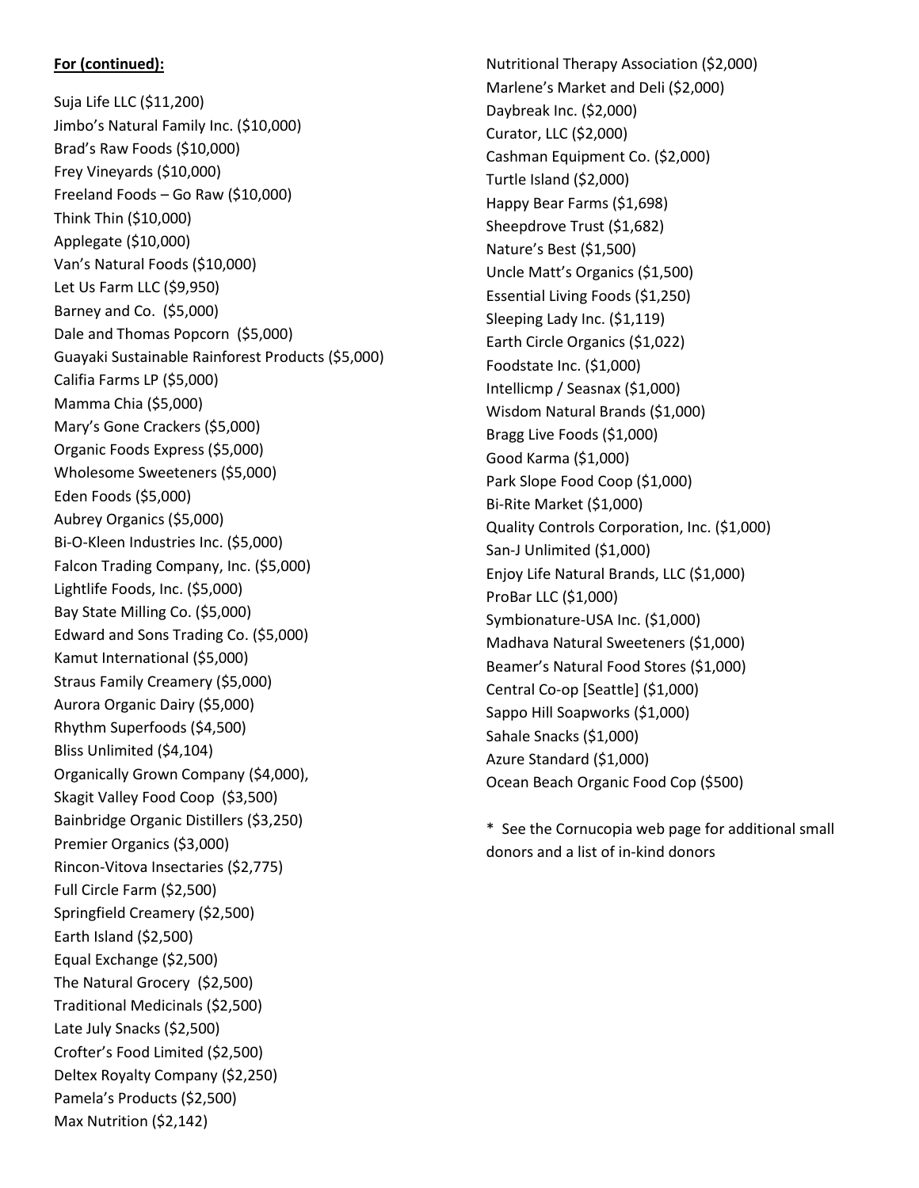**For (continued):**

Suja Life LLC ($11,200)
Jimbo's Natural Family Inc. ($10,000)
Brad's Raw Foods ($10,000)
Frey Vineyards ($10,000)
Freeland Foods – Go Raw ($10,000)
Think Thin ($10,000)
Applegate ($10,000)
Van's Natural Foods ($10,000)
Let Us Farm LLC ($9,950)
Barney and Co. ($5,000)
Dale and Thomas Popcorn ($5,000)
Guayaki Sustainable Rainforest Products ($5,000)
Califia Farms LP ($5,000)
Mamma Chia ($5,000)
Mary's Gone Crackers ($5,000)
Organic Foods Express ($5,000)
Wholesome Sweeteners ($5,000)
Eden Foods ($5,000)
Aubrey Organics ($5,000)
Bi-O-Kleen Industries Inc. ($5,000)
Falcon Trading Company, Inc. ($5,000)
Lightlife Foods, Inc. ($5,000)
Bay State Milling Co. ($5,000)
Edward and Sons Trading Co. ($5,000)
Kamut International ($5,000)
Straus Family Creamery ($5,000)
Aurora Organic Dairy ($5,000)
Rhythm Superfoods ($4,500)
Bliss Unlimited ($4,104)
Organically Grown Company ($4,000),
Skagit Valley Food Coop ($3,500)
Bainbridge Organic Distillers ($3,250)
Premier Organics ($3,000)
Rincon-Vitova Insectaries ($2,775)
Full Circle Farm ($2,500)
Springfield Creamery ($2,500)
Earth Island ($2,500)
Equal Exchange ($2,500)
The Natural Grocery ($2,500)
Traditional Medicinals ($2,500)
Late July Snacks ($2,500)
Crofter's Food Limited ($2,500)
Deltex Royalty Company ($2,250)
Pamela's Products ($2,500)
Max Nutrition ($2,142)
Nutritional Therapy Association ($2,000)
Marlene's Market and Deli ($2,000)
Daybreak Inc. ($2,000)
Curator, LLC ($2,000)
Cashman Equipment Co. ($2,000)
Turtle Island ($2,000)
Happy Bear Farms ($1,698)
Sheepdrove Trust ($1,682)
Nature's Best ($1,500)
Uncle Matt's Organics ($1,500)
Essential Living Foods ($1,250)
Sleeping Lady Inc. ($1,119)
Earth Circle Organics ($1,022)
Foodstate Inc. ($1,000)
Intellicmp / Seasnax ($1,000)
Wisdom Natural Brands ($1,000)
Bragg Live Foods ($1,000)
Good Karma ($1,000)
Park Slope Food Coop ($1,000)
Bi-Rite Market ($1,000)
Quality Controls Corporation, Inc. ($1,000)
San-J Unlimited ($1,000)
Enjoy Life Natural Brands, LLC ($1,000)
ProBar LLC ($1,000)
Symbionature-USA Inc. ($1,000)
Madhava Natural Sweeteners ($1,000)
Beamer's Natural Food Stores ($1,000)
Central Co-op [Seattle] ($1,000)
Sappo Hill Soapworks ($1,000)
Sahale Snacks ($1,000)
Azure Standard ($1,000)
Ocean Beach Organic Food Cop ($500)

* See the Cornucopia web page for additional small donors and a list of in-kind donors